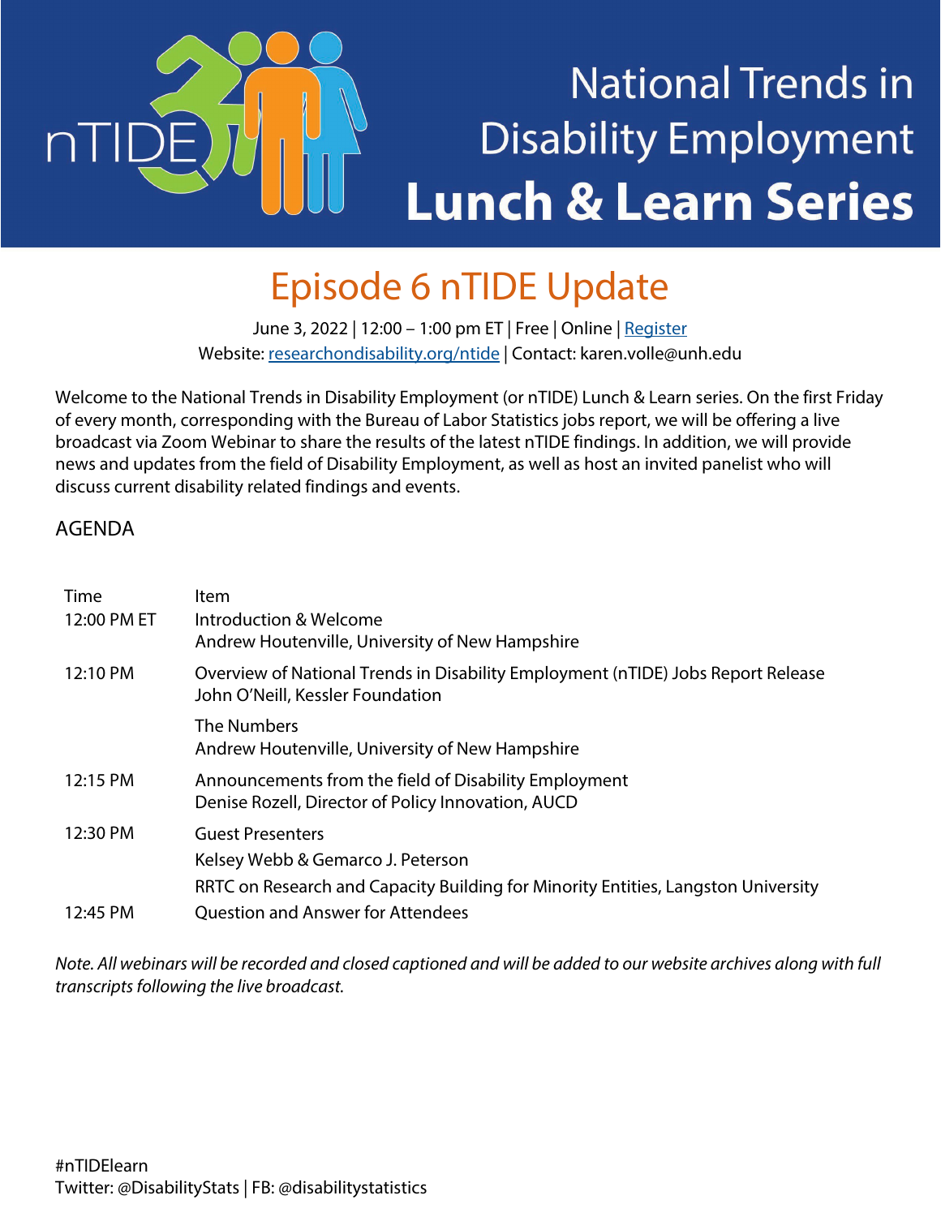# National Trends in Disability Employment

# Lunch & Learn Series

## Episode 6 nTIDE Update

June 3, 2022 | 12:00 – 1:00 pm ET | Free | Online | Register
Website: researchondisability.org/ntide | Contact: karen.volle@unh.edu

Welcome to the National Trends in Disability Employment (or nTIDE) Lunch & Learn series. On the first Friday of every month, corresponding with the Bureau of Labor Statistics jobs report, we will be offering a live broadcast via Zoom Webinar to share the results of the latest nTIDE findings. In addition, we will provide news and updates from the field of Disability Employment, as well as host an invited panelist who will discuss current disability related findings and events.

### AGENDA

| Time | Item |
| --- | --- |
| 12:00 PM ET | Introduction & Welcome<br>Andrew Houtenville, University of New Hampshire |
| 12:10 PM | Overview of National Trends in Disability Employment (nTIDE) Jobs Report Release<br>John O'Neill, Kessler Foundation |
| | The Numbers<br>Andrew Houtenville, University of New Hampshire |
| 12:15 PM | Announcements from the field of Disability Employment<br>Denise Rozell, Director of Policy Innovation, AUCD |
| 12:30 PM | Guest Presenters<br>Kelsey Webb & Gemarco J. Peterson<br>RRTC on Research and Capacity Building for Minority Entities, Langston University |
| 12:45 PM | Question and Answer for Attendees |

*Note. All webinars will be recorded and closed captioned and will be added to our website archives along with full transcripts following the live broadcast.*

#nTIDElearn
Twitter: @DisabilityStats | FB: @disabilitystatistics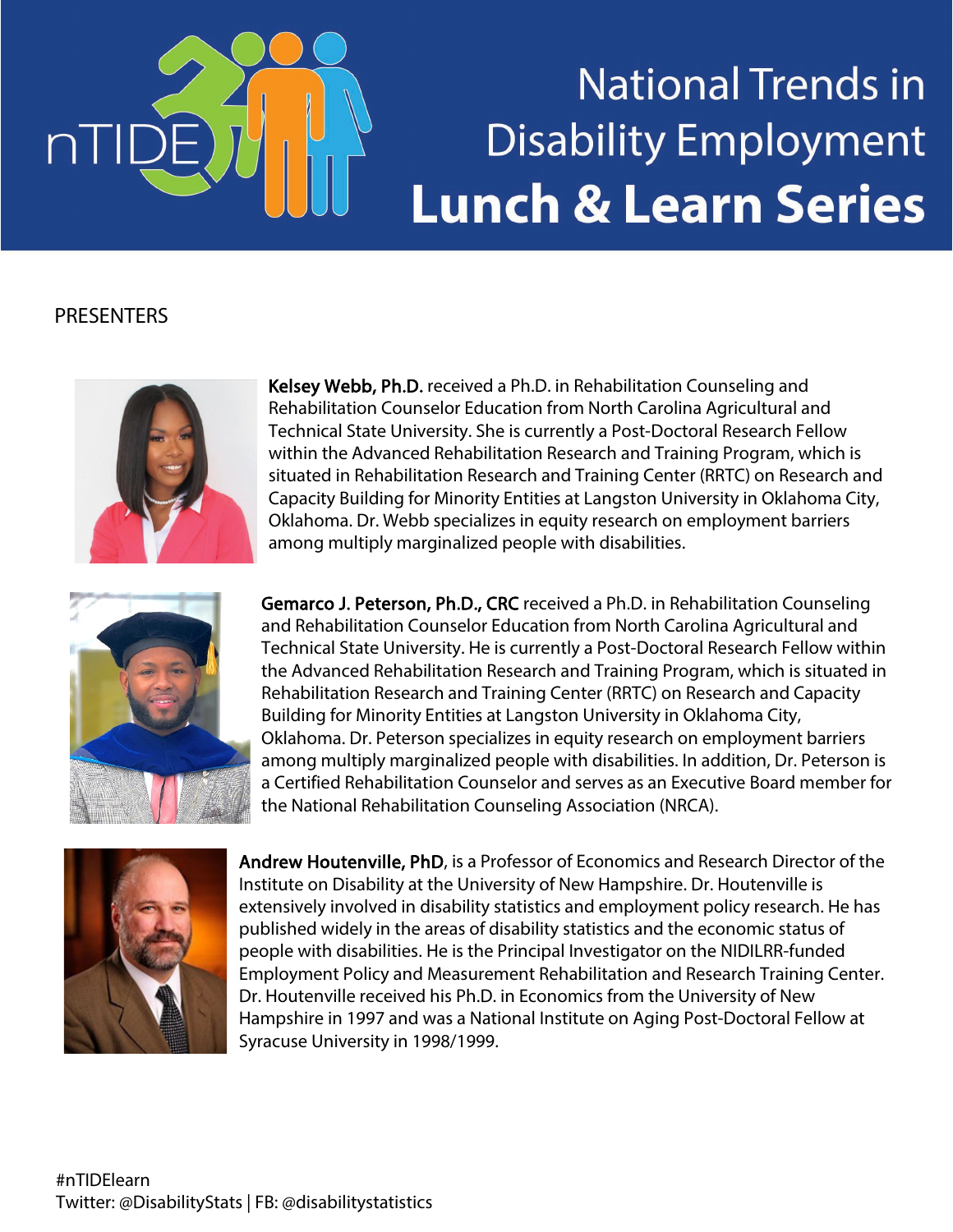# National Trends in Disability Employment

# Lunch & Learn Series

## PRESENTERS

**Kelsey Webb, Ph.D.** received a Ph.D. in Rehabilitation Counseling and Rehabilitation Counselor Education from North Carolina Agricultural and Technical State University. She is currently a Post-Doctoral Research Fellow within the Advanced Rehabilitation Research and Training Program, which is situated in Rehabilitation Research and Training Center (RRTC) on Research and Capacity Building for Minority Entities at Langston University in Oklahoma City, Oklahoma. Dr. Webb specializes in equity research on employment barriers among multiply marginalized people with disabilities.

**Gemarco J. Peterson, Ph.D., CRC** received a Ph.D. in Rehabilitation Counseling and Rehabilitation Counselor Education from North Carolina Agricultural and Technical State University. He is currently a Post-Doctoral Research Fellow within the Advanced Rehabilitation Research and Training Program, which is situated in Rehabilitation Research and Training Center (RRTC) on Research and Capacity Building for Minority Entities at Langston University in Oklahoma City, Oklahoma. Dr. Peterson specializes in equity research on employment barriers among multiply marginalized people with disabilities. In addition, Dr. Peterson is a Certified Rehabilitation Counselor and serves as an Executive Board member for the National Rehabilitation Counseling Association (NRCA).

**Andrew Houtenville, PhD**, is a Professor of Economics and Research Director of the Institute on Disability at the University of New Hampshire. Dr. Houtenville is extensively involved in disability statistics and employment policy research. He has published widely in the areas of disability statistics and the economic status of people with disabilities. He is the Principal Investigator on the NIDILRR-funded Employment Policy and Measurement Rehabilitation and Research Training Center. Dr. Houtenville received his Ph.D. in Economics from the University of New Hampshire in 1997 and was a National Institute on Aging Post-Doctoral Fellow at Syracuse University in 1998/1999.

#nTIDElearn
Twitter: @DisabilityStats | FB: @disabilitystatistics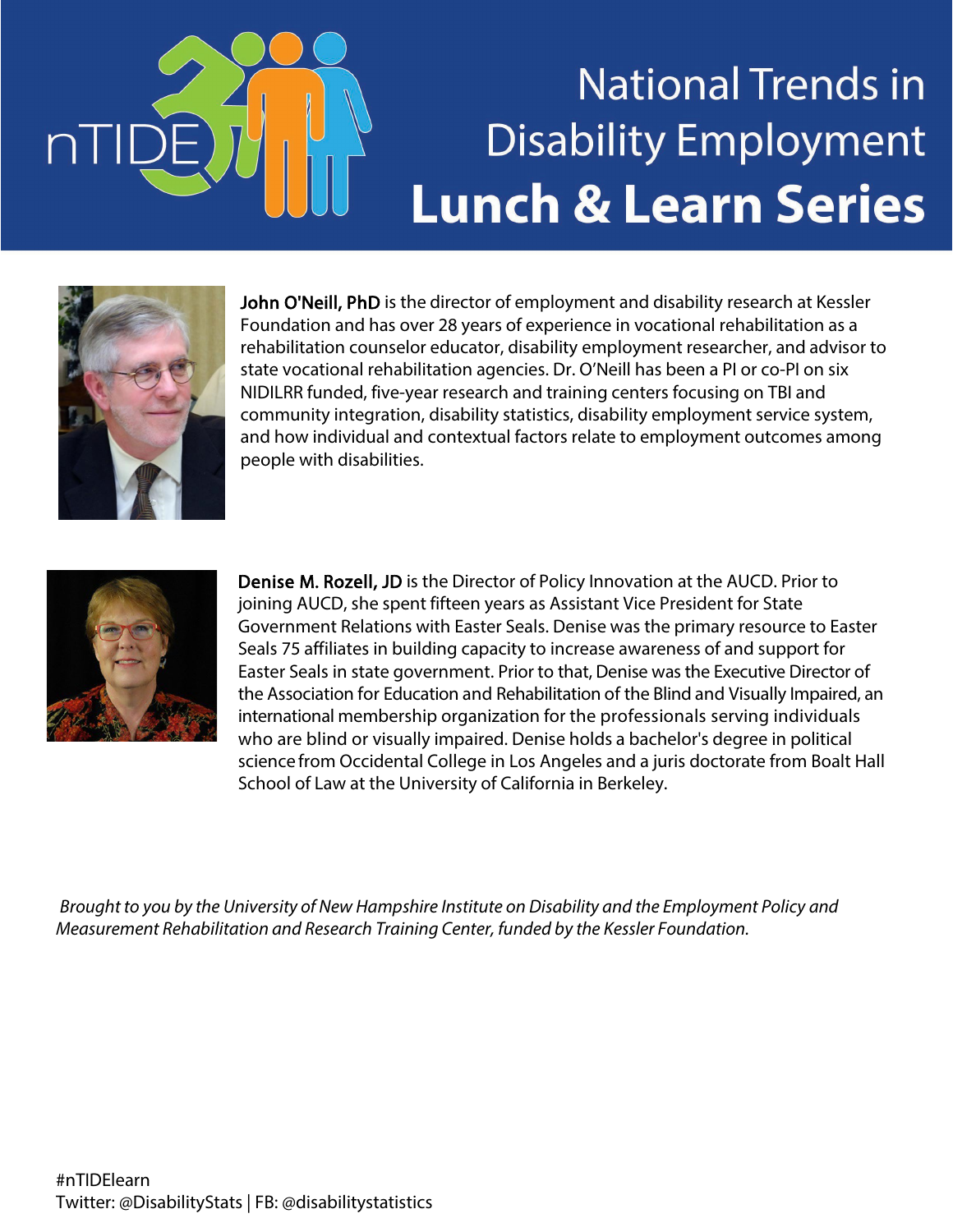# National Trends in Disability Employment

## Lunch & Learn Series

**John O'Neill, PhD** is the director of employment and disability research at Kessler Foundation and has over 28 years of experience in vocational rehabilitation as a rehabilitation counselor educator, disability employment researcher, and advisor to state vocational rehabilitation agencies. Dr. O'Neill has been a PI or co-PI on six NIDILRR funded, five-year research and training centers focusing on TBI and community integration, disability statistics, disability employment service system, and how individual and contextual factors relate to employment outcomes among people with disabilities.

**Denise M. Rozell, JD** is the Director of Policy Innovation at the AUCD. Prior to joining AUCD, she spent fifteen years as Assistant Vice President for State Government Relations with Easter Seals. Denise was the primary resource to Easter Seals 75 affiliates in building capacity to increase awareness of and support for Easter Seals in state government. Prior to that, Denise was the Executive Director of the Association for Education and Rehabilitation of the Blind and Visually Impaired, an international membership organization for the professionals serving individuals who are blind or visually impaired. Denise holds a bachelor's degree in political science from Occidental College in Los Angeles and a juris doctorate from Boalt Hall School of Law at the University of California in Berkeley.

*Brought to you by the University of New Hampshire Institute on Disability and the Employment Policy and Measurement Rehabilitation and Research Training Center, funded by the Kessler Foundation.*

#nTIDElearn
Twitter: @DisabilityStats | FB: @disabilitystatistics